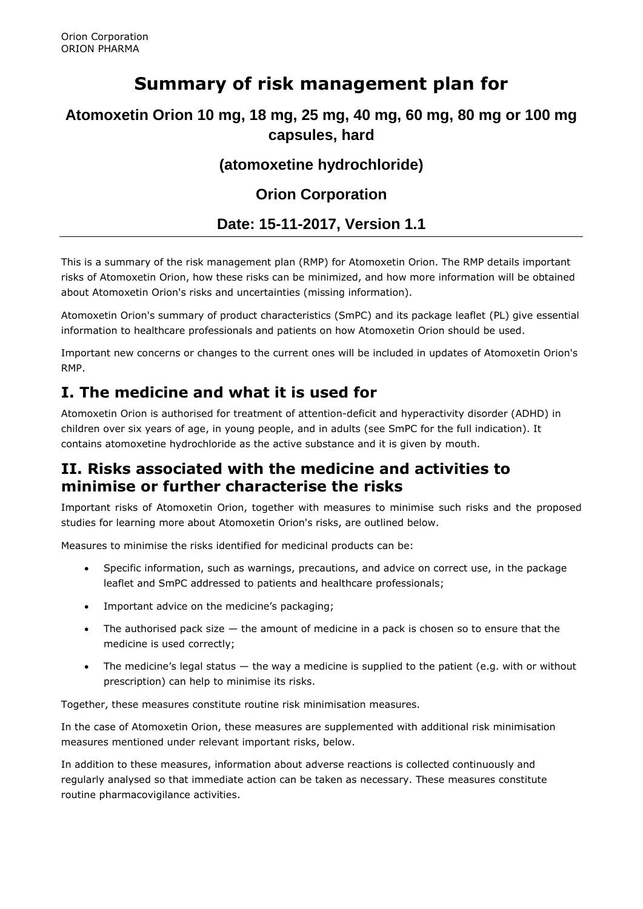Orion Corporation
ORION PHARMA

# Summary of risk management plan for

## Atomoxetin Orion 10 mg, 18 mg, 25 mg, 40 mg, 60 mg, 80 mg or 100 mg capsules, hard

## (atomoxetine hydrochloride)

## Orion Corporation

## Date: 15-11-2017, Version 1.1

---

This is a summary of the risk management plan (RMP) for Atomoxetin Orion. The RMP details important risks of Atomoxetin Orion, how these risks can be minimized, and how more information will be obtained about Atomoxetin Orion's risks and uncertainties (missing information).

Atomoxetin Orion's summary of product characteristics (SmPC) and its package leaflet (PL) give essential information to healthcare professionals and patients on how Atomoxetin Orion should be used.

Important new concerns or changes to the current ones will be included in updates of Atomoxetin Orion's RMP.

## I. The medicine and what it is used for

Atomoxetin Orion is authorised for treatment of attention-deficit and hyperactivity disorder (ADHD) in children over six years of age, in young people, and in adults (see SmPC for the full indication). It contains atomoxetine hydrochloride as the active substance and it is given by mouth.

## II. Risks associated with the medicine and activities to minimise or further characterise the risks

Important risks of Atomoxetin Orion, together with measures to minimise such risks and the proposed studies for learning more about Atomoxetin Orion's risks, are outlined below.

Measures to minimise the risks identified for medicinal products can be:

- Specific information, such as warnings, precautions, and advice on correct use, in the package leaflet and SmPC addressed to patients and healthcare professionals;
- Important advice on the medicine's packaging;
- The authorised pack size — the amount of medicine in a pack is chosen so to ensure that the medicine is used correctly;
- The medicine's legal status — the way a medicine is supplied to the patient (e.g. with or without prescription) can help to minimise its risks.

Together, these measures constitute routine risk minimisation measures.

In the case of Atomoxetin Orion, these measures are supplemented with additional risk minimisation measures mentioned under relevant important risks, below.

In addition to these measures, information about adverse reactions is collected continuously and regularly analysed so that immediate action can be taken as necessary. These measures constitute routine pharmacovigilance activities.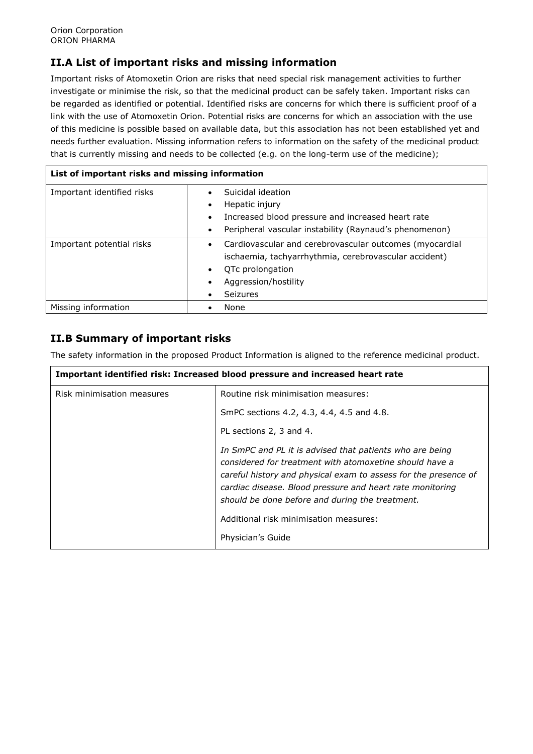## II.A List of important risks and missing information

Important risks of Atomoxetin Orion are risks that need special risk management activities to further investigate or minimise the risk, so that the medicinal product can be safely taken. Important risks can be regarded as identified or potential. Identified risks are concerns for which there is sufficient proof of a link with the use of Atomoxetin Orion. Potential risks are concerns for which an association with the use of this medicine is possible based on available data, but this association has not been established yet and needs further evaluation. Missing information refers to information on the safety of the medicinal product that is currently missing and needs to be collected (e.g. on the long-term use of the medicine);

| **List of important risks and missing information** | |
|---|---|
| Important identified risks | • Suicidal ideation<br>• Hepatic injury<br>• Increased blood pressure and increased heart rate<br>• Peripheral vascular instability (Raynaud's phenomenon) |
| Important potential risks | • Cardiovascular and cerebrovascular outcomes (myocardial ischaemia, tachyarrhythmia, cerebrovascular accident)<br>• QTc prolongation<br>• Aggression/hostility<br>• Seizures |
| Missing information | • None |

## II.B Summary of important risks

The safety information in the proposed Product Information is aligned to the reference medicinal product.

| **Important identified risk: Increased blood pressure and increased heart rate** | |
|---|---|
| Risk minimisation measures | Routine risk minimisation measures:<br><br>SmPC sections 4.2, 4.3, 4.4, 4.5 and 4.8.<br><br>PL sections 2, 3 and 4.<br><br>*In SmPC and PL it is advised that patients who are being considered for treatment with atomoxetine should have a careful history and physical exam to assess for the presence of cardiac disease. Blood pressure and heart rate monitoring should be done before and during the treatment.*<br><br>Additional risk minimisation measures:<br><br>Physician's Guide |